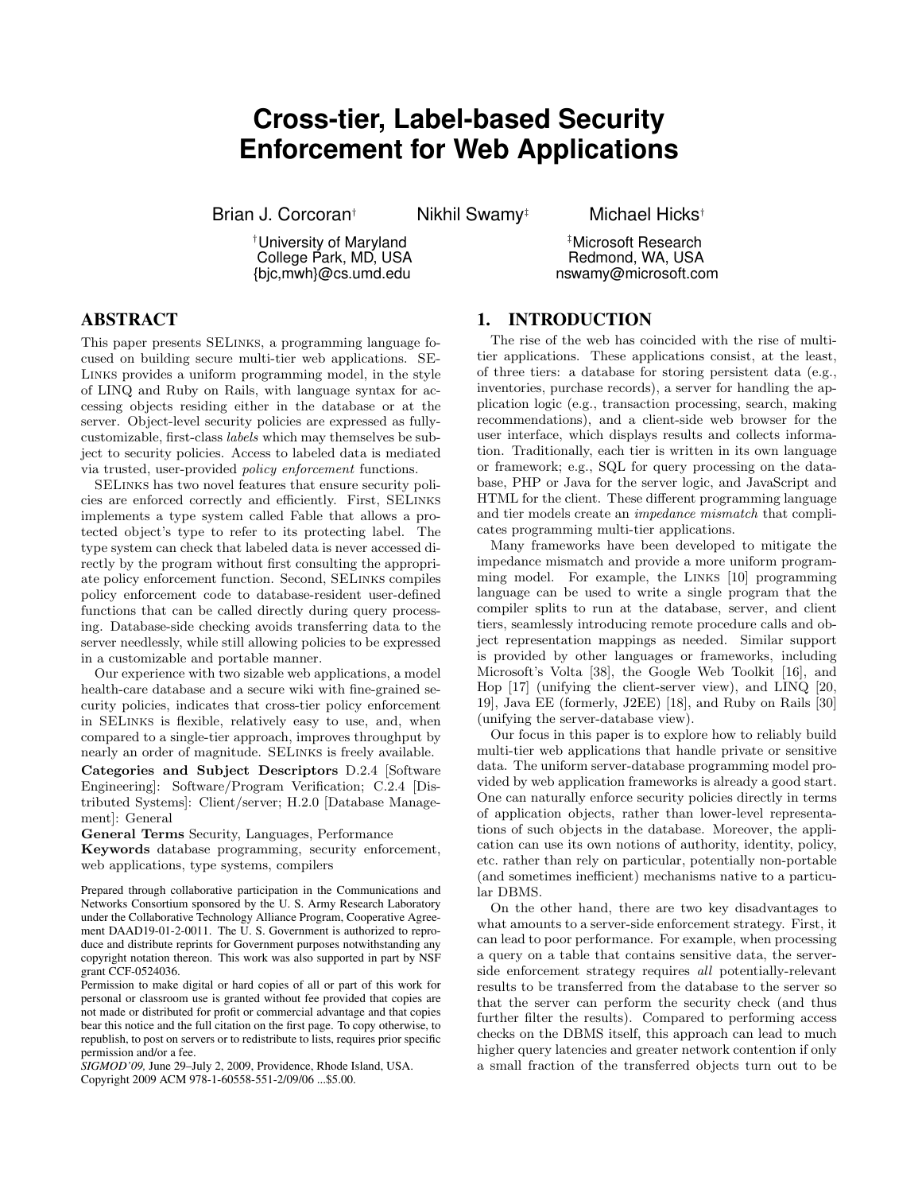# Cross-tier, Label-based Security Enforcement for Web Applications

Brian J. Corcoran[†] Nikhil Swamy[‡] Michael Hicks[†]

[†]University of Maryland
College Park, MD, USA
{bjc,mwh}@cs.umd.edu

[‡]Microsoft Research
Redmond, WA, USA
nswamy@microsoft.com

## ABSTRACT

This paper presents SELinks, a programming language focused on building secure multi-tier web applications. SELinks provides a uniform programming model, in the style of LINQ and Ruby on Rails, with language syntax for accessing objects residing either in the database or at the server. Object-level security policies are expressed as fully-customizable, first-class *labels* which may themselves be subject to security policies. Access to labeled data is mediated via trusted, user-provided *policy enforcement* functions.

SELinks has two novel features that ensure security policies are enforced correctly and efficiently. First, SELinks implements a type system called Fable that allows a protected object's type to refer to its protecting label. The type system can check that labeled data is never accessed directly by the program without first consulting the appropriate policy enforcement function. Second, SELinks compiles policy enforcement code to database-resident user-defined functions that can be called directly during query processing. Database-side checking avoids transferring data to the server needlessly, while still allowing policies to be expressed in a customizable and portable manner.

Our experience with two sizable web applications, a model health-care database and a secure wiki with fine-grained security policies, indicates that cross-tier policy enforcement in SELinks is flexible, relatively easy to use, and, when compared to a single-tier approach, improves throughput by nearly an order of magnitude. SELinks is freely available.

**Categories and Subject Descriptors** D.2.4 [Software Engineering]: Software/Program Verification; C.2.4 [Distributed Systems]: Client/server; H.2.0 [Database Management]: General

**General Terms** Security, Languages, Performance

**Keywords** database programming, security enforcement, web applications, type systems, compilers

Prepared through collaborative participation in the Communications and Networks Consortium sponsored by the U. S. Army Research Laboratory under the Collaborative Technology Alliance Program, Cooperative Agreement DAAD19-01-2-0011. The U. S. Government is authorized to reproduce and distribute reprints for Government purposes notwithstanding any copyright notation thereon. This work was also supported in part by NSF grant CCF-0524036.

Permission to make digital or hard copies of all or part of this work for personal or classroom use is granted without fee provided that copies are not made or distributed for profit or commercial advantage and that copies bear this notice and the full citation on the first page. To copy otherwise, to republish, to post on servers or to redistribute to lists, requires prior specific permission and/or a fee.

*SIGMOD'09,* June 29–July 2, 2009, Providence, Rhode Island, USA.
Copyright 2009 ACM 978-1-60558-551-2/09/06 ...$5.00.

## 1. INTRODUCTION

The rise of the web has coincided with the rise of multi-tier applications. These applications consist, at the least, of three tiers: a database for storing persistent data (e.g., inventories, purchase records), a server for handling the application logic (e.g., transaction processing, search, making recommendations), and a client-side web browser for the user interface, which displays results and collects information. Traditionally, each tier is written in its own language or framework; e.g., SQL for query processing on the database, PHP or Java for the server logic, and JavaScript and HTML for the client. These different programming language and tier models create an *impedance mismatch* that complicates programming multi-tier applications.

Many frameworks have been developed to mitigate the impedance mismatch and provide a more uniform programming model. For example, the Links [10] programming language can be used to write a single program that the compiler splits to run at the database, server, and client tiers, seamlessly introducing remote procedure calls and object representation mappings as needed. Similar support is provided by other languages or frameworks, including Microsoft's Volta [38], the Google Web Toolkit [16], and Hop [17] (unifying the client-server view), and LINQ [20, 19], Java EE (formerly, J2EE) [18], and Ruby on Rails [30] (unifying the server-database view).

Our focus in this paper is to explore how to reliably build multi-tier web applications that handle private or sensitive data. The uniform server-database programming model provided by web application frameworks is already a good start. One can naturally enforce security policies directly in terms of application objects, rather than lower-level representations of such objects in the database. Moreover, the application can use its own notions of authority, identity, policy, etc. rather than rely on particular, potentially non-portable (and sometimes inefficient) mechanisms native to a particular DBMS.

On the other hand, there are two key disadvantages to what amounts to a server-side enforcement strategy. First, it can lead to poor performance. For example, when processing a query on a table that contains sensitive data, the server-side enforcement strategy requires *all* potentially-relevant results to be transferred from the database to the server so that the server can perform the security check (and thus further filter the results). Compared to performing access checks on the DBMS itself, this approach can lead to much higher query latencies and greater network contention if only a small fraction of the transferred objects turn out to be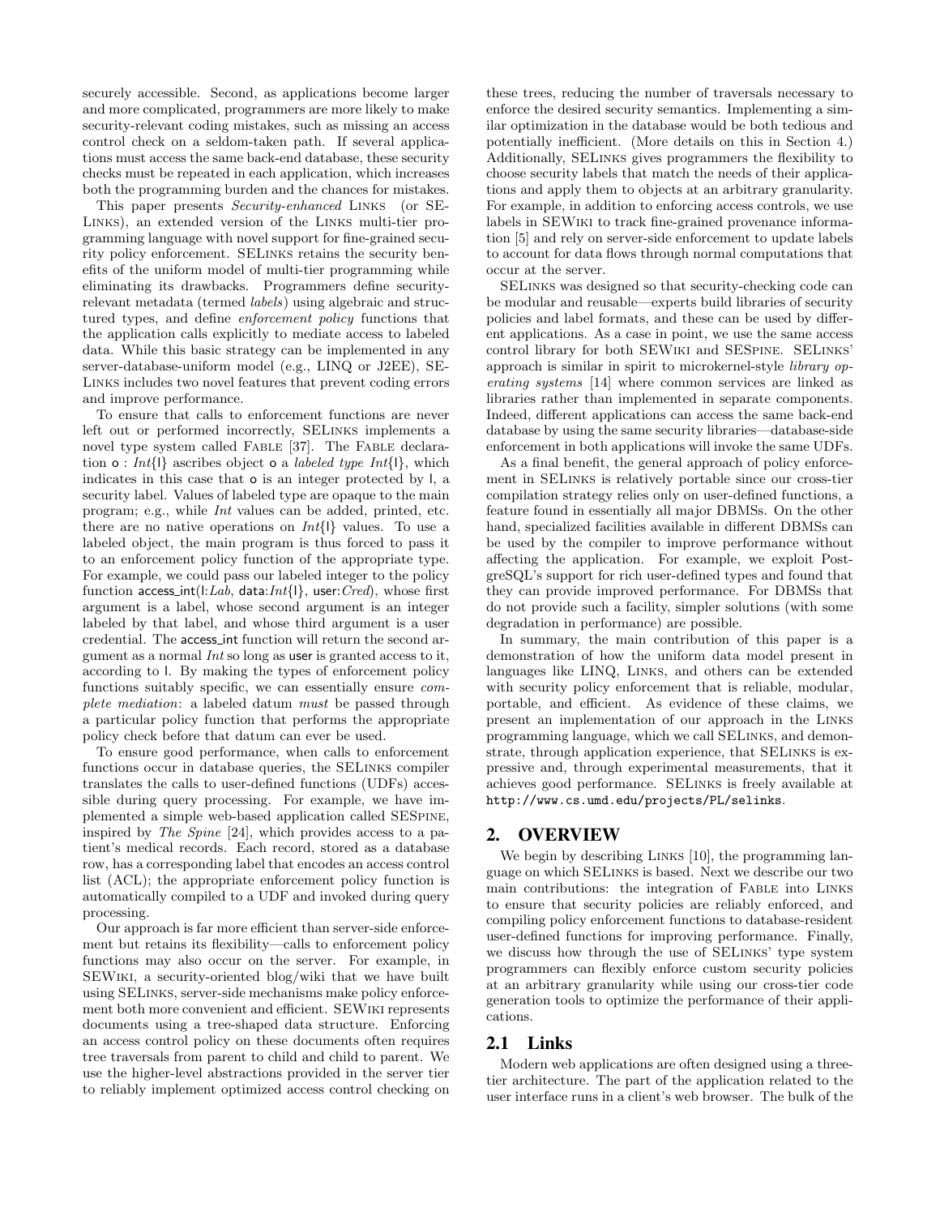securely accessible. Second, as applications become larger and more complicated, programmers are more likely to make security-relevant coding mistakes, such as missing an access control check on a seldom-taken path. If several applications must access the same back-end database, these security checks must be repeated in each application, which increases both the programming burden and the chances for mistakes.

This paper presents *Security-enhanced* Links (or SELinks), an extended version of the Links multi-tier programming language with novel support for fine-grained security policy enforcement. SELinks retains the security benefits of the uniform model of multi-tier programming while eliminating its drawbacks. Programmers define security-relevant metadata (termed *labels*) using algebraic and structured types, and define *enforcement policy* functions that the application calls explicitly to mediate access to labeled data. While this basic strategy can be implemented in any server-database-uniform model (e.g., LINQ or J2EE), SELinks includes two novel features that prevent coding errors and improve performance.

To ensure that calls to enforcement functions are never left out or performed incorrectly, SELinks implements a novel type system called Fable [37]. The Fable declaration o : *Int*{l} ascribes object o a *labeled type* *Int*{l}, which indicates in this case that o is an integer protected by l, a security label. Values of labeled type are opaque to the main program; e.g., while *Int* values can be added, printed, etc. there are no native operations on *Int*{l} values. To use a labeled object, the main program is thus forced to pass it to an enforcement policy function of the appropriate type. For example, we could pass our labeled integer to the policy function access_int(l:*Lab*, data:*Int*{l}, user:*Cred*), whose first argument is a label, whose second argument is an integer labeled by that label, and whose third argument is a user credential. The access_int function will return the second argument as a normal *Int* so long as user is granted access to it, according to l. By making the types of enforcement policy functions suitably specific, we can essentially ensure *complete mediation*: a labeled datum *must* be passed through a particular policy function that performs the appropriate policy check before that datum can ever be used.

To ensure good performance, when calls to enforcement functions occur in database queries, the SELinks compiler translates the calls to user-defined functions (UDFs) accessible during query processing. For example, we have implemented a simple web-based application called SESpine, inspired by *The Spine* [24], which provides access to a patient's medical records. Each record, stored as a database row, has a corresponding label that encodes an access control list (ACL); the appropriate enforcement policy function is automatically compiled to a UDF and invoked during query processing.

Our approach is far more efficient than server-side enforcement but retains its flexibility—calls to enforcement policy functions may also occur on the server. For example, in SEWiki, a security-oriented blog/wiki that we have built using SELinks, server-side mechanisms make policy enforcement both more convenient and efficient. SEWiki represents documents using a tree-shaped data structure. Enforcing an access control policy on these documents often requires tree traversals from parent to child and child to parent. We use the higher-level abstractions provided in the server tier to reliably implement optimized access control checking on these trees, reducing the number of traversals necessary to enforce the desired security semantics. Implementing a similar optimization in the database would be both tedious and potentially inefficient. (More details on this in Section 4.) Additionally, SELinks gives programmers the flexibility to choose security labels that match the needs of their applications and apply them to objects at an arbitrary granularity. For example, in addition to enforcing access controls, we use labels in SEWiki to track fine-grained provenance information [5] and rely on server-side enforcement to update labels to account for data flows through normal computations that occur at the server.

SELinks was designed so that security-checking code can be modular and reusable—experts build libraries of security policies and label formats, and these can be used by different applications. As a case in point, we use the same access control library for both SEWiki and SESpine. SELinks' approach is similar in spirit to microkernel-style *library operating systems* [14] where common services are linked as libraries rather than implemented in separate components. Indeed, different applications can access the same back-end database by using the same security libraries—database-side enforcement in both applications will invoke the same UDFs.

As a final benefit, the general approach of policy enforcement in SELinks is relatively portable since our cross-tier compilation strategy relies only on user-defined functions, a feature found in essentially all major DBMSs. On the other hand, specialized facilities available in different DBMSs can be used by the compiler to improve performance without affecting the application. For example, we exploit PostgreSQL's support for rich user-defined types and found that they can provide improved performance. For DBMSs that do not provide such a facility, simpler solutions (with some degradation in performance) are possible.

In summary, the main contribution of this paper is a demonstration of how the uniform data model present in languages like LINQ, Links, and others can be extended with security policy enforcement that is reliable, modular, portable, and efficient. As evidence of these claims, we present an implementation of our approach in the Links programming language, which we call SELinks, and demonstrate, through application experience, that SELinks is expressive and, through experimental measurements, that it achieves good performance. SELinks is freely available at `http://www.cs.umd.edu/projects/PL/selinks`.

## 2. OVERVIEW

We begin by describing Links [10], the programming language on which SELinks is based. Next we describe our two main contributions: the integration of Fable into Links to ensure that security policies are reliably enforced, and compiling policy enforcement functions to database-resident user-defined functions for improving performance. Finally, we discuss how through the use of SELinks' type system programmers can flexibly enforce custom security policies at an arbitrary granularity while using our cross-tier code generation tools to optimize the performance of their applications.

### 2.1 Links

Modern web applications are often designed using a three-tier architecture. The part of the application related to the user interface runs in a client's web browser. The bulk of the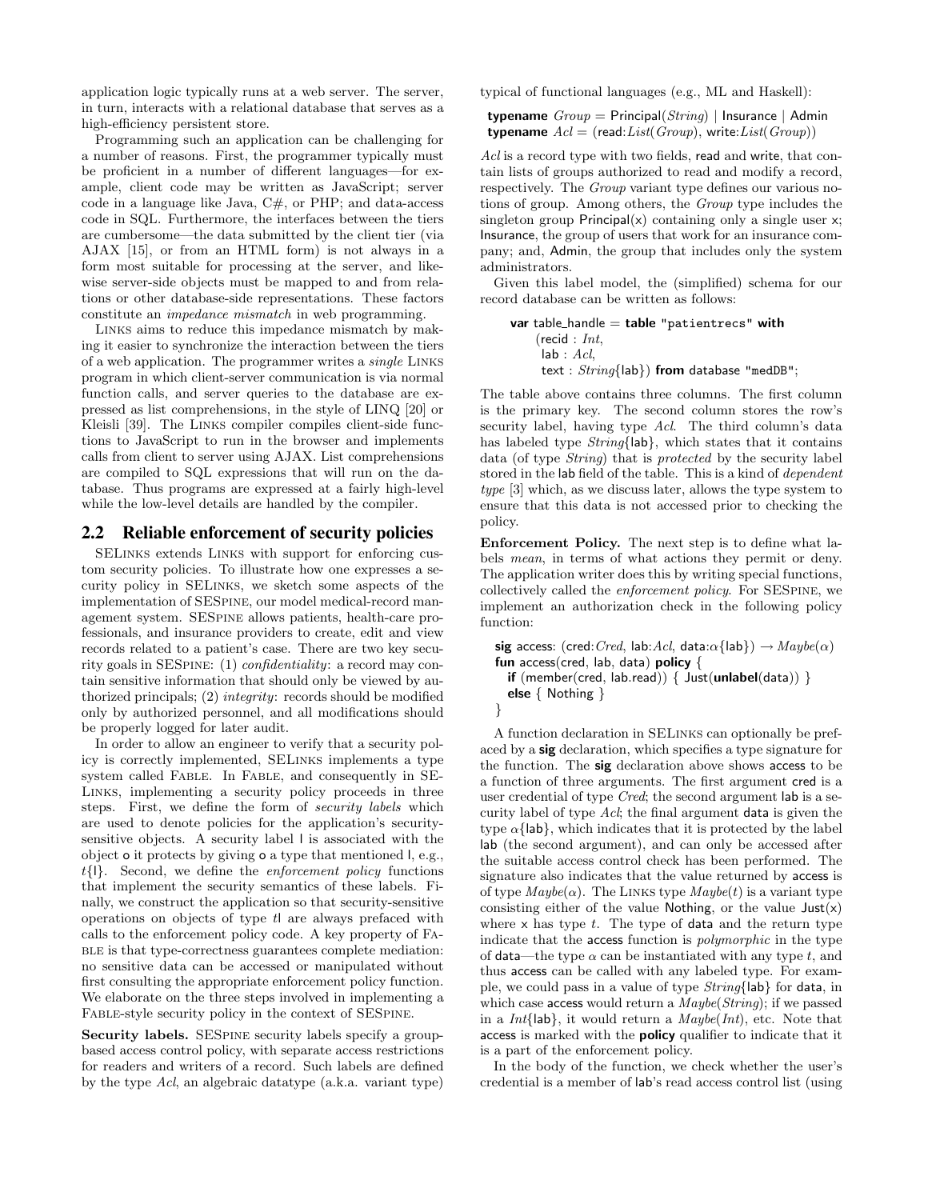application logic typically runs at a web server. The server, in turn, interacts with a relational database that serves as a high-efficiency persistent store.

Programming such an application can be challenging for a number of reasons. First, the programmer typically must be proficient in a number of different languages—for example, client code may be written as JavaScript; server code in a language like Java, C#, or PHP; and data-access code in SQL. Furthermore, the interfaces between the tiers are cumbersome—the data submitted by the client tier (via AJAX [15], or from an HTML form) is not always in a form most suitable for processing at the server, and likewise server-side objects must be mapped to and from relations or other database-side representations. These factors constitute an *impedance mismatch* in web programming.

LINKS aims to reduce this impedance mismatch by making it easier to synchronize the interaction between the tiers of a web application. The programmer writes a *single* LINKS program in which client-server communication is via normal function calls, and server queries to the database are expressed as list comprehensions, in the style of LINQ [20] or Kleisli [39]. The LINKS compiler compiles client-side functions to JavaScript to run in the browser and implements calls from client to server using AJAX. List comprehensions are compiled to SQL expressions that will run on the database. Thus programs are expressed at a fairly high-level while the low-level details are handled by the compiler.

## 2.2 Reliable enforcement of security policies

SELINKS extends LINKS with support for enforcing custom security policies. To illustrate how one expresses a security policy in SELINKS, we sketch some aspects of the implementation of SESPINE, our model medical-record management system. SESPINE allows patients, health-care professionals, and insurance providers to create, edit and view records related to a patient's case. There are two key security goals in SESPINE: (1) *confidentiality*: a record may contain sensitive information that should only be viewed by authorized principals; (2) *integrity*: records should be modified only by authorized personnel, and all modifications should be properly logged for later audit.

In order to allow an engineer to verify that a security policy is correctly implemented, SELINKS implements a type system called FABLE. In FABLE, and consequently in SELINKS, implementing a security policy proceeds in three steps. First, we define the form of *security labels* which are used to denote policies for the application's security-sensitive objects. A security label l is associated with the object o it protects by giving o a type that mentioned l, e.g., $t\{l\}$. Second, we define the *enforcement policy* functions that implement the security semantics of these labels. Finally, we construct the application so that security-sensitive operations on objects of type $t l$ are always prefaced with calls to the enforcement policy code. A key property of FABLE is that type-correctness guarantees complete mediation: no sensitive data can be accessed or manipulated without first consulting the appropriate enforcement policy function. We elaborate on the three steps involved in implementing a FABLE-style security policy in the context of SESPINE.

**Security labels.** SESPINE security labels specify a group-based access control policy, with separate access restrictions for readers and writers of a record. Such labels are defined by the type *Acl*, an algebraic datatype (a.k.a. variant type) typical of functional languages (e.g., ML and Haskell):

```
typename Group = Principal(String) | Insurance | Admin
typename Acl = (read:List(Group), write:List(Group))
```

*Acl* is a record type with two fields, read and write, that contain lists of groups authorized to read and modify a record, respectively. The *Group* variant type defines our various notions of group. Among others, the *Group* type includes the singleton group Principal(x) containing only a single user x; Insurance, the group of users that work for an insurance company; and, Admin, the group that includes only the system administrators.

Given this label model, the (simplified) schema for our record database can be written as follows:

```
var table_handle = table "patientrecs" with
    (recid : Int,
     lab : Acl,
     text : String{lab}) from database "medDB";
```

The table above contains three columns. The first column is the primary key. The second column stores the row's security label, having type *Acl*. The third column's data has labeled type *String*{lab}, which states that it contains data (of type *String*) that is *protected* by the security label stored in the lab field of the table. This is a kind of *dependent type* [3] which, as we discuss later, allows the type system to ensure that this data is not accessed prior to checking the policy.

**Enforcement Policy.** The next step is to define what labels *mean*, in terms of what actions they permit or deny. The application writer does this by writing special functions, collectively called the *enforcement policy*. For SESPINE, we implement an authorization check in the following policy function:

```
sig access: (cred:Cred, lab:Acl, data:α{lab}) → Maybe(α)
fun access(cred, lab, data) policy {
  if (member(cred, lab.read)) { Just(unlabel(data)) }
  else { Nothing }
}
```

A function declaration in SELINKS can optionally be prefaced by a **sig** declaration, which specifies a type signature for the function. The **sig** declaration above shows access to be a function of three arguments. The first argument cred is a user credential of type *Cred*; the second argument lab is a security label of type *Acl*; the final argument data is given the type $\alpha$\{lab\}, which indicates that it is protected by the label lab (the second argument), and can only be accessed after the suitable access control check has been performed. The signature also indicates that the value returned by access is of type *Maybe*($\alpha$). The LINKS type *Maybe*($t$) is a variant type consisting either of the value Nothing, or the value Just(x) where x has type $t$. The type of data and the return type indicate that the access function is *polymorphic* in the type of data—the type $\alpha$ can be instantiated with any type $t$, and thus access can be called with any labeled type. For example, we could pass in a value of type *String*{lab} for data, in which case access would return a *Maybe*(*String*); if we passed in a *Int*{lab}, it would return a *Maybe*(*Int*), etc. Note that access is marked with the **policy** qualifier to indicate that it is a part of the enforcement policy.

In the body of the function, we check whether the user's credential is a member of lab's read access control list (using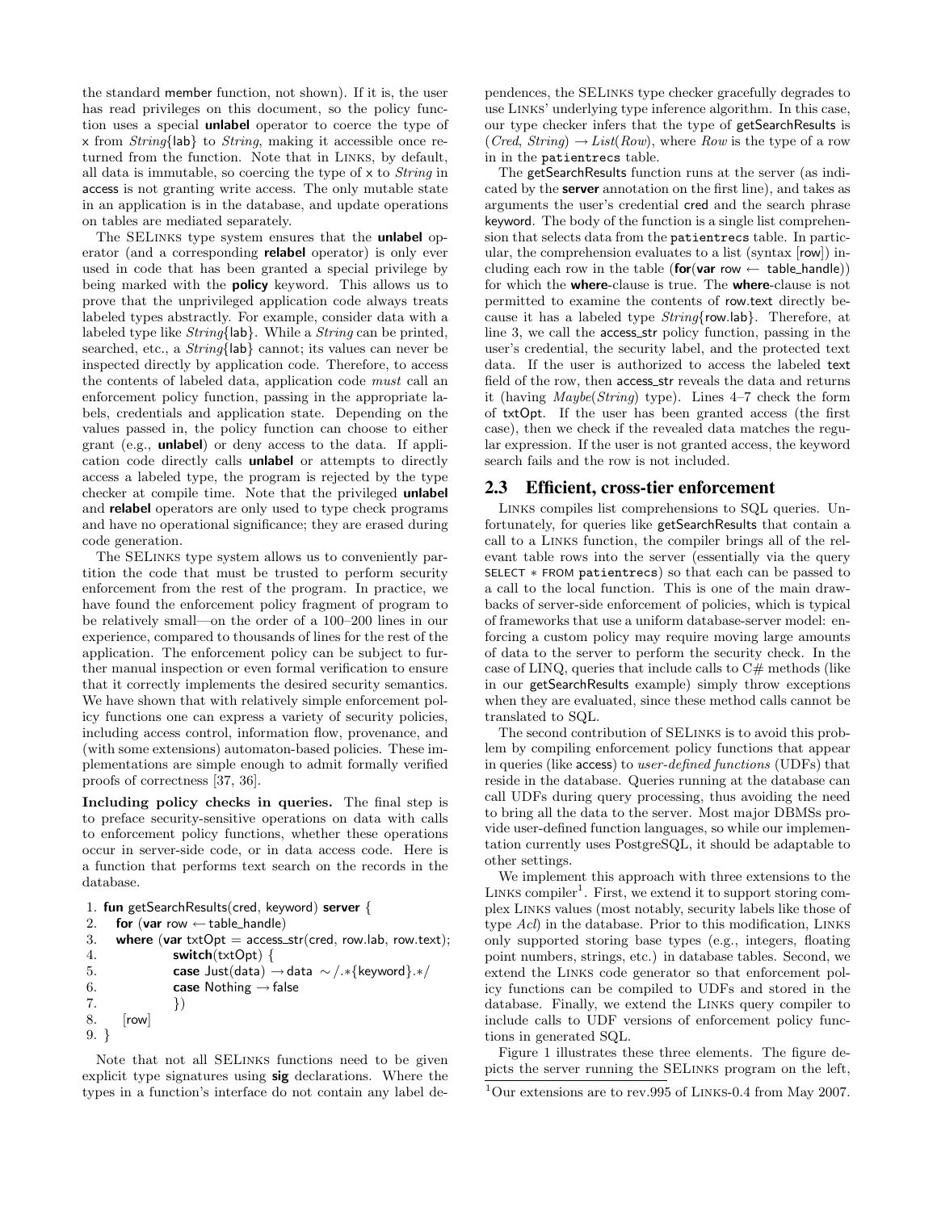the standard member function, not shown). If it is, the user has read privileges on this document, so the policy function uses a special **unlabel** operator to coerce the type of x from *String*{lab} to *String*, making it accessible once returned from the function. Note that in LINKS, by default, all data is immutable, so coercing the type of x to *String* in access is not granting write access. The only mutable state in an application is in the database, and update operations on tables are mediated separately.

The SELINKS type system ensures that the **unlabel** operator (and a corresponding **relabel** operator) is only ever used in code that has been granted a special privilege by being marked with the **policy** keyword. This allows us to prove that the unprivileged application code always treats labeled types abstractly. For example, consider data with a labeled type like *String*{lab}. While a *String* can be printed, searched, etc., a *String*{lab} cannot; its values can never be inspected directly by application code. Therefore, to access the contents of labeled data, application code *must* call an enforcement policy function, passing in the appropriate labels, credentials and application state. Depending on the values passed in, the policy function can choose to either grant (e.g., **unlabel**) or deny access to the data. If application code directly calls **unlabel** or attempts to directly access a labeled type, the program is rejected by the type checker at compile time. Note that the privileged **unlabel** and **relabel** operators are only used to type check programs and have no operational significance; they are erased during code generation.

The SELINKS type system allows us to conveniently partition the code that must be trusted to perform security enforcement from the rest of the program. In practice, we have found the enforcement policy fragment of program to be relatively small—on the order of a 100–200 lines in our experience, compared to thousands of lines for the rest of the application. The enforcement policy can be subject to further manual inspection or even formal verification to ensure that it correctly implements the desired security semantics. We have shown that with relatively simple enforcement policy functions one can express a variety of security policies, including access control, information flow, provenance, and (with some extensions) automaton-based policies. These implementations are simple enough to admit formally verified proofs of correctness [37, 36].

**Including policy checks in queries.** The final step is to preface security-sensitive operations on data with calls to enforcement policy functions, whether these operations occur in server-side code, or in data access code. Here is a function that performs text search on the records in the database.

```
1. fun getSearchResults(cred, keyword) server {
2.   for (var row ← table_handle)
3.   where (var txtOpt = access_str(cred, row.lab, row.text);
4.          switch(txtOpt) {
5.          case Just(data) → data ~ /.*{keyword}.*/
6.          case Nothing → false
7.          })
8.     [row]
9. }
```

Note that not all SELINKS functions need to be given explicit type signatures using **sig** declarations. Where the types in a function's interface do not contain any label dependences, the SELINKS type checker gracefully degrades to use LINKS' underlying type inference algorithm. In this case, our type checker infers that the type of getSearchResults is $(Cred, String) \rightarrow List(Row)$, where *Row* is the type of a row in in the patientrecs table.

The getSearchResults function runs at the server (as indicated by the **server** annotation on the first line), and takes as arguments the user's credential cred and the search phrase keyword. The body of the function is a single list comprehension that selects data from the patientrecs table. In particular, the comprehension evaluates to a list (syntax [row]) including each row in the table (**for**(**var** row ← table_handle)) for which the **where**-clause is true. The **where**-clause is not permitted to examine the contents of row.text directly because it has a labeled type *String*{row.lab}. Therefore, at line 3, we call the access_str policy function, passing in the user's credential, the security label, and the protected text data. If the user is authorized to access the labeled text field of the row, then access_str reveals the data and returns it (having *Maybe*(*String*) type). Lines 4–7 check the form of txtOpt. If the user has been granted access (the first case), then we check if the revealed data matches the regular expression. If the user is not granted access, the keyword search fails and the row is not included.

## 2.3 Efficient, cross-tier enforcement

LINKS compiles list comprehensions to SQL queries. Unfortunately, for queries like getSearchResults that contain a call to a LINKS function, the compiler brings all of the relevant table rows into the server (essentially via the query SELECT * FROM patientrecs) so that each can be passed to a call to the local function. This is one of the main drawbacks of server-side enforcement of policies, which is typical of frameworks that use a uniform database-server model: enforcing a custom policy may require moving large amounts of data to the server to perform the security check. In the case of LINQ, queries that include calls to C# methods (like in our getSearchResults example) simply throw exceptions when they are evaluated, since these method calls cannot be translated to SQL.

The second contribution of SELINKS is to avoid this problem by compiling enforcement policy functions that appear in queries (like access) to *user-defined functions* (UDFs) that reside in the database. Queries running at the database can call UDFs during query processing, thus avoiding the need to bring all the data to the server. Most major DBMSs provide user-defined function languages, so while our implementation currently uses PostgreSQL, it should be adaptable to other settings.

We implement this approach with three extensions to the LINKS compiler[1]. First, we extend it to support storing complex LINKS values (most notably, security labels like those of type *Acl*) in the database. Prior to this modification, LINKS only supported storing base types (e.g., integers, floating point numbers, strings, etc.) in database tables. Second, we extend the LINKS code generator so that enforcement policy functions can be compiled to UDFs and stored in the database. Finally, we extend the LINKS query compiler to include calls to UDF versions of enforcement policy functions in generated SQL.

Figure 1 illustrates these three elements. The figure depicts the server running the SELINKS program on the left,

[1]Our extensions are to rev.995 of LINKS-0.4 from May 2007.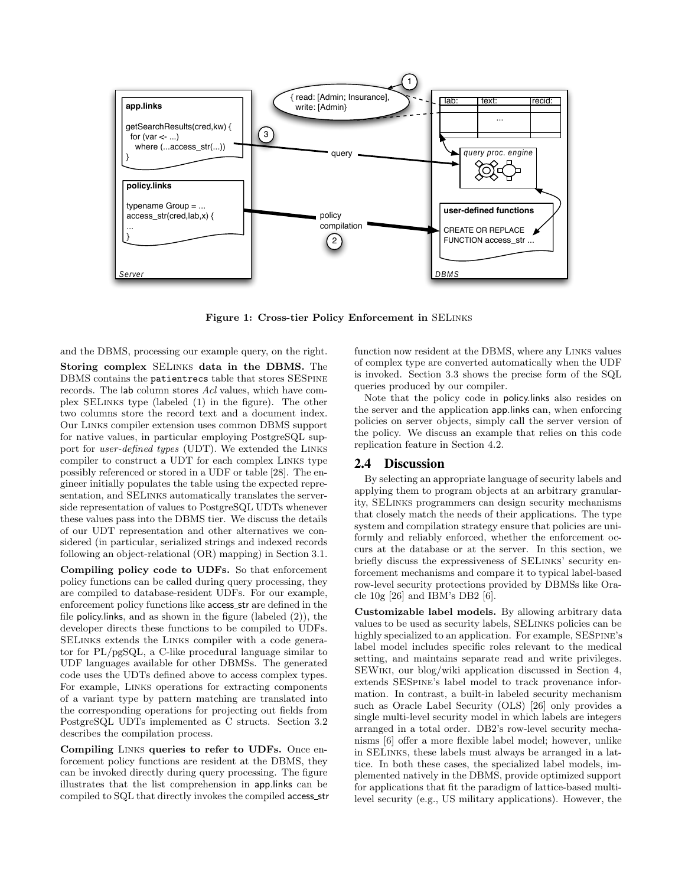**Figure 1: Cross-tier Policy Enforcement in SELinks**

and the DBMS, processing our example query, on the right.

**Storing complex SELinks data in the DBMS.** The DBMS contains the `patientrecs` table that stores SESpine records. The lab column stores *Acl* values, which have complex SELinks type (labeled (1) in the figure). The other two columns store the record text and a document index. Our Links compiler extension uses common DBMS support for native values, in particular employing PostgreSQL support for *user-defined types* (UDT). We extended the Links compiler to construct a UDT for each complex Links type possibly referenced or stored in a UDF or table [28]. The engineer initially populates the table using the expected representation, and SELinks automatically translates the server-side representation of values to PostgreSQL UDTs whenever these values pass into the DBMS tier. We discuss the details of our UDT representation and other alternatives we considered (in particular, serialized strings and indexed records following an object-relational (OR) mapping) in Section 3.1.

**Compiling policy code to UDFs.** So that enforcement policy functions can be called during query processing, they are compiled to database-resident UDFs. For our example, enforcement policy functions like access_str are defined in the file policy.links, and as shown in the figure (labeled (2)), the developer directs these functions to be compiled to UDFs. SELinks extends the Links compiler with a code generator for PL/pgSQL, a C-like procedural language similar to UDF languages available for other DBMSs. The generated code uses the UDTs defined above to access complex types. For example, Links operations for extracting components of a variant type by pattern matching are translated into the corresponding operations for projecting out fields from PostgreSQL UDTs implemented as C structs. Section 3.2 describes the compilation process.

**Compiling Links queries to refer to UDFs.** Once enforcement policy functions are resident at the DBMS, they can be invoked directly during query processing. The figure illustrates that the list comprehension in app.links can be compiled to SQL that directly invokes the compiled access_str function now resident at the DBMS, where any Links values of complex type are converted automatically when the UDF is invoked. Section 3.3 shows the precise form of the SQL queries produced by our compiler.

Note that the policy code in policy.links also resides on the server and the application app.links can, when enforcing policies on server objects, simply call the server version of the policy. We discuss an example that relies on this code replication feature in Section 4.2.

## 2.4 Discussion

By selecting an appropriate language of security labels and applying them to program objects at an arbitrary granularity, SELinks programmers can design security mechanisms that closely match the needs of their applications. The type system and compilation strategy ensure that policies are uniformly and reliably enforced, whether the enforcement occurs at the database or at the server. In this section, we briefly discuss the expressiveness of SELinks' security enforcement mechanisms and compare it to typical label-based row-level security protections provided by DBMSs like Oracle 10g [26] and IBM's DB2 [6].

**Customizable label models.** By allowing arbitrary data values to be used as security labels, SELinks policies can be highly specialized to an application. For example, SESpine's label model includes specific roles relevant to the medical setting, and maintains separate read and write privileges. SEWiki, our blog/wiki application discussed in Section 4, extends SESpine's label model to track provenance information. In contrast, a built-in labeled security mechanism such as Oracle Label Security (OLS) [26] only provides a single multi-level security model in which labels are integers arranged in a total order. DB2's row-level security mechanisms [6] offer a more flexible label model; however, unlike in SELinks, these labels must always be arranged in a lattice. In both these cases, the specialized label models, implemented natively in the DBMS, provide optimized support for applications that fit the paradigm of lattice-based multi-level security (e.g., US military applications). However, the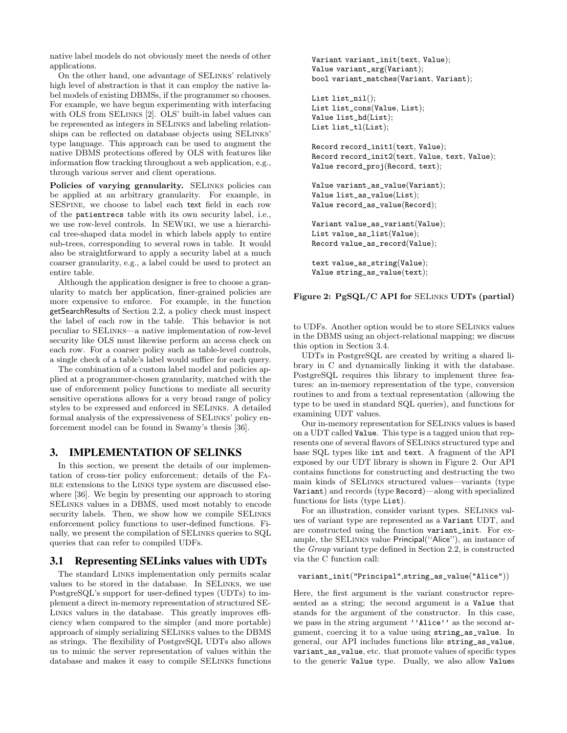native label models do not obviously meet the needs of other applications.

On the other hand, one advantage of SELinks' relatively high level of abstraction is that it can employ the native label models of existing DBMSs, if the programmer so chooses. For example, we have begun experimenting with interfacing with OLS from SELinks [2]. OLS' built-in label values can be represented as integers in SELinks and labeling relationships can be reflected on database objects using SELinks' type language. This approach can be used to augment the native DBMS protections offered by OLS with features like information flow tracking throughout a web application, e.g., through various server and client operations.

**Policies of varying granularity.** SELinks policies can be applied at an arbitrary granularity. For example, in SESpine, we choose to label each text field in each row of the patientrecs table with its own security label, i.e., we use row-level controls. In SEWiki, we use a hierarchical tree-shaped data model in which labels apply to entire sub-trees, corresponding to several rows in table. It would also be straightforward to apply a security label at a much coarser granularity, e.g., a label could be used to protect an entire table.

Although the application designer is free to choose a granularity to match her application, finer-grained policies are more expensive to enforce. For example, in the function getSearchResults of Section 2.2, a policy check must inspect the label of each row in the table. This behavior is not peculiar to SELinks—a native implementation of row-level security like OLS must likewise perform an access check on each row. For a coarser policy such as table-level controls, a single check of a table's label would suffice for each query.

The combination of a custom label model and policies applied at a programmer-chosen granularity, matched with the use of enforcement policy functions to mediate all security sensitive operations allows for a very broad range of policy styles to be expressed and enforced in SELinks. A detailed formal analysis of the expressiveness of SELinks' policy enforcement model can be found in Swamy's thesis [36].

# 3. IMPLEMENTATION OF SELINKS

In this section, we present the details of our implementation of cross-tier policy enforcement; details of the Fable extensions to the Links type system are discussed elsewhere [36]. We begin by presenting our approach to storing SELinks values in a DBMS, used most notably to encode security labels. Then, we show how we compile SELinks enforcement policy functions to user-defined functions. Finally, we present the compilation of SELinks queries to SQL queries that can refer to compiled UDFs.

## 3.1 Representing SELinks values with UDTs

The standard Links implementation only permits scalar values to be stored in the database. In SELinks, we use PostgreSQL's support for user-defined types (UDTs) to implement a direct in-memory representation of structured SELinks values in the database. This greatly improves efficiency when compared to the simpler (and more portable) approach of simply serializing SELinks values to the DBMS as strings. The flexibility of PostgreSQL UDTs also allows us to mimic the server representation of values within the database and makes it easy to compile SELinks functions

```
Variant variant_init(text, Value);
Value variant_arg(Variant);
bool variant_matches(Variant, Variant);

List list_nil();
List list_cons(Value, List);
Value list_hd(List);
List list_tl(List);

Record record_init1(text, Value);
Record record_init2(text, Value, text, Value);
Value record_proj(Record, text);

Value variant_as_value(Variant);
Value list_as_value(List);
Value record_as_value(Record);

Variant value_as_variant(Value);
List value_as_list(Value);
Record value_as_record(Value);

text value_as_string(Value);
Value string_as_value(text);
```

**Figure 2: PgSQL/C API for SELinks UDTs (partial)**

to UDFs. Another option would be to store SELinks values in the DBMS using an object-relational mapping; we discuss this option in Section 3.4.

UDTs in PostgreSQL are created by writing a shared library in C and dynamically linking it with the database. PostgreSQL requires this library to implement three features: an in-memory representation of the type, conversion routines to and from a textual representation (allowing the type to be used in standard SQL queries), and functions for examining UDT values.

Our in-memory representation for SELinks values is based on a UDT called Value. This type is a tagged union that represents one of several flavors of SELinks structured type and base SQL types like int and text. A fragment of the API exposed by our UDT library is shown in Figure 2. Our API contains functions for constructing and destructing the two main kinds of SELinks structured values—variants (type Variant) and records (type Record)—along with specialized functions for lists (type List).

For an illustration, consider variant types. SELinks values of variant type are represented as a Variant UDT, and are constructed using the function variant_init. For example, the SELinks value Principal(''Alice''), an instance of the *Group* variant type defined in Section 2.2, is constructed via the C function call:

```
variant_init("Principal",string_as_value("Alice"))
```

Here, the first argument is the variant constructor represented as a string; the second argument is a Value that stands for the argument of the constructor. In this case, we pass in the string argument ''Alice'' as the second argument, coercing it to a value using string_as_value. In general, our API includes functions like string_as_value, variant_as_value, etc. that promote values of specific types to the generic Value type. Dually, we also allow Values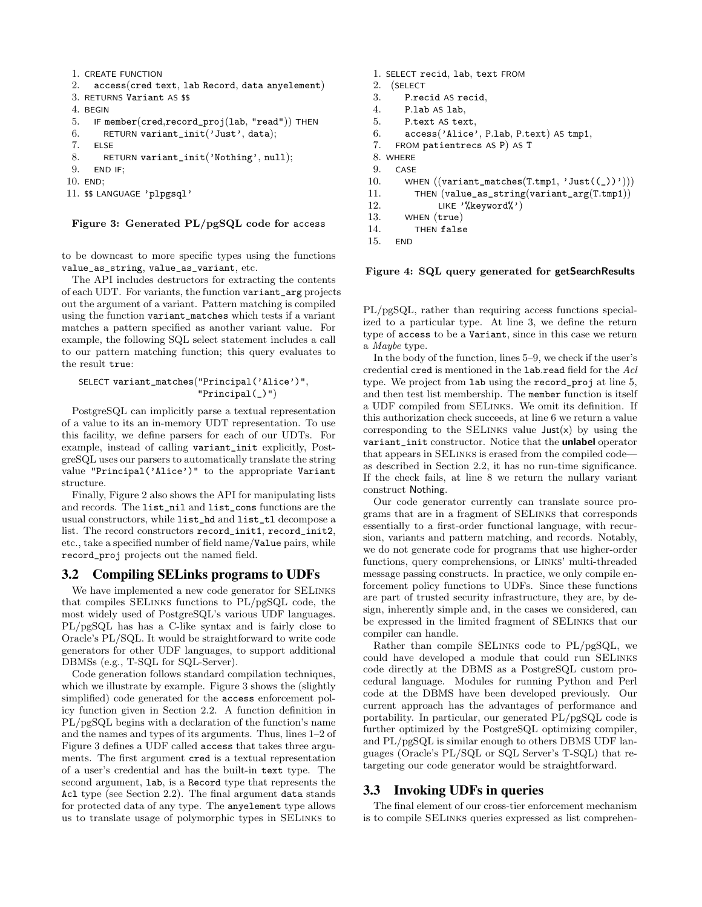```
1. CREATE FUNCTION
2.   access(cred text, lab Record, data anyelement)
3. RETURNS Variant AS $$
4. BEGIN
5.   IF member(cred,record_proj(lab, "read")) THEN
6.     RETURN variant_init('Just', data);
7.   ELSE
8.     RETURN variant_init('Nothing', null);
9.   END IF;
10. END;
11. $$ LANGUAGE 'plpgsql'
```

**Figure 3: Generated PL/pgSQL code for access**

to be downcast to more specific types using the functions `value_as_string`, `value_as_variant`, etc.

The API includes destructors for extracting the contents of each UDT. For variants, the function `variant_arg` projects out the argument of a variant. Pattern matching is compiled using the function `variant_matches` which tests if a variant matches a pattern specified as another variant value. For example, the following SQL select statement includes a call to our pattern matching function; this query evaluates to the result `true`:

```
SELECT variant_matches("Principal('Alice')",
                       "Principal(_)")
```

PostgreSQL can implicitly parse a textual representation of a value to its an in-memory UDT representation. To use this facility, we define parsers for each of our UDTs. For example, instead of calling `variant_init` explicitly, PostgreSQL uses our parsers to automatically translate the string value `"Principal('Alice')"` to the appropriate `Variant` structure.

Finally, Figure 2 also shows the API for manipulating lists and records. The `list_nil` and `list_cons` functions are the usual constructors, while `list_hd` and `list_tl` decompose a list. The record constructors `record_init1`, `record_init2`, etc., take a specified number of field name/`Value` pairs, while `record_proj` projects out the named field.

## 3.2 Compiling SELinks programs to UDFs

We have implemented a new code generator for SELinks that compiles SELinks functions to PL/pgSQL code, the most widely used of PostgreSQL's various UDF languages. PL/pgSQL has has a C-like syntax and is fairly close to Oracle's PL/SQL. It would be straightforward to write code generators for other UDF languages, to support additional DBMSs (e.g., T-SQL for SQL-Server).

Code generation follows standard compilation techniques, which we illustrate by example. Figure 3 shows the (slightly simplified) code generated for the `access` enforcement policy function given in Section 2.2. A function definition in PL/pgSQL begins with a declaration of the function's name and the names and types of its arguments. Thus, lines 1–2 of Figure 3 defines a UDF called `access` that takes three arguments. The first argument `cred` is a textual representation of a user's credential and has the built-in `text` type. The second argument, `lab`, is a `Record` type that represents the `Acl` type (see Section 2.2). The final argument `data` stands for protected data of any type. The `anyelement` type allows us to translate usage of polymorphic types in SELinks to PL/pgSQL, rather than requiring access functions specialized to a particular type. At line 3, we define the return type of `access` to be a `Variant`, since in this case we return a *Maybe* type.

In the body of the function, lines 5–9, we check if the user's credential `cred` is mentioned in the `lab.read` field for the *Acl* type. We project from `lab` using the `record_proj` at line 5, and then test list membership. The `member` function is itself a UDF compiled from SELinks. We omit its definition. If this authorization check succeeds, at line 6 we return a value corresponding to the SELinks value Just(x) by using the `variant_init` constructor. Notice that the **unlabel** operator that appears in SELinks is erased from the compiled code—as described in Section 2.2, it has no run-time significance. If the check fails, at line 8 we return the nullary variant construct Nothing.

```
1. SELECT recid, lab, text FROM
2.  (SELECT
3.     P.recid AS recid,
4.     P.lab AS lab,
5.     P.text AS text,
6.     access('Alice', P.lab, P.text) AS tmp1,
7.   FROM patientrecs AS P) AS T
8. WHERE
9.   CASE
10.    WHEN ((variant_matches(T.tmp1, 'Just((_))')))
11.      THEN (value_as_string(variant_arg(T.tmp1))
12.            LIKE '%keyword%')
13.    WHEN (true)
14.      THEN false
15.  END
```

**Figure 4: SQL query generated for getSearchResults**

Our code generator currently can translate source programs that are in a fragment of SELinks that corresponds essentially to a first-order functional language, with recursion, variants and pattern matching, and records. Notably, we do not generate code for programs that use higher-order functions, query comprehensions, or Links' multi-threaded message passing constructs. In practice, we only compile enforcement policy functions to UDFs. Since these functions are part of trusted security infrastructure, they are, by design, inherently simple and, in the cases we considered, can be expressed in the limited fragment of SELinks that our compiler can handle.

Rather than compile SELinks code to PL/pgSQL, we could have developed a module that could run SELinks code directly at the DBMS as a PostgreSQL custom procedural language. Modules for running Python and Perl code at the DBMS have been developed previously. Our current approach has the advantages of performance and portability. In particular, our generated PL/pgSQL code is further optimized by the PostgreSQL optimizing compiler, and PL/pgSQL is similar enough to others DBMS UDF languages (Oracle's PL/SQL or SQL Server's T-SQL) that retargeting our code generator would be straightforward.

## 3.3 Invoking UDFs in queries

The final element of our cross-tier enforcement mechanism is to compile SELinks queries expressed as list comprehen-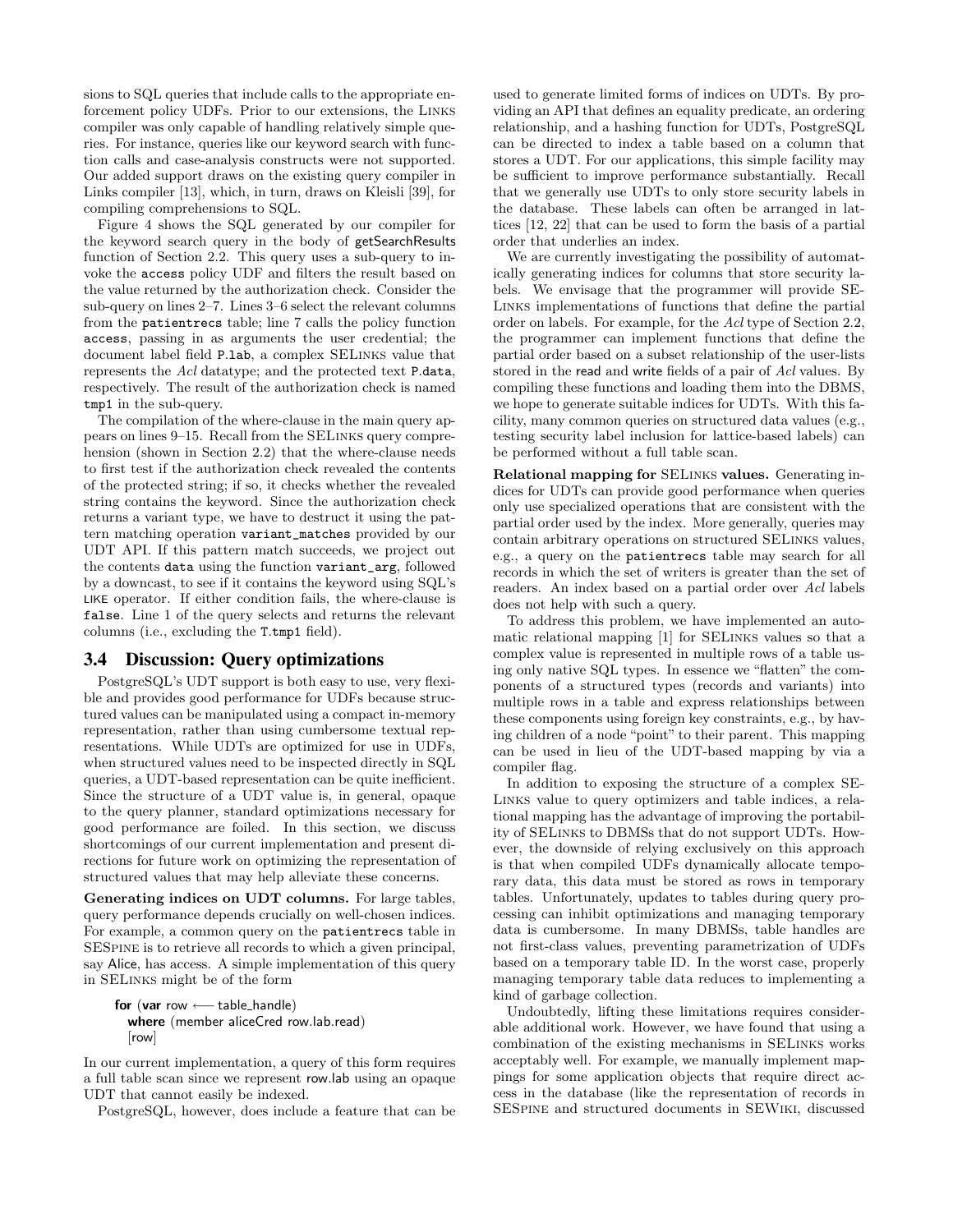sions to SQL queries that include calls to the appropriate enforcement policy UDFs. Prior to our extensions, the LINKS compiler was only capable of handling relatively simple queries. For instance, queries like our keyword search with function calls and case-analysis constructs were not supported. Our added support draws on the existing query compiler in Links compiler [13], which, in turn, draws on Kleisli [39], for compiling comprehensions to SQL.

Figure 4 shows the SQL generated by our compiler for the keyword search query in the body of getSearchResults function of Section 2.2. This query uses a sub-query to invoke the `access` policy UDF and filters the result based on the value returned by the authorization check. Consider the sub-query on lines 2–7. Lines 3–6 select the relevant columns from the `patientrecs` table; line 7 calls the policy function `access`, passing in as arguments the user credential; the document label field `P.lab`, a complex SELINKS value that represents the *Acl* datatype; and the protected text `P.data`, respectively. The result of the authorization check is named `tmp1` in the sub-query.

The compilation of the where-clause in the main query appears on lines 9–15. Recall from the SELINKS query comprehension (shown in Section 2.2) that the where-clause needs to first test if the authorization check revealed the contents of the protected string; if so, it checks whether the revealed string contains the keyword. Since the authorization check returns a variant type, we have to destruct it using the pattern matching operation `variant_matches` provided by our UDT API. If this pattern match succeeds, we project out the contents `data` using the function `variant_arg`, followed by a downcast, to see if it contains the keyword using SQL's LIKE operator. If either condition fails, the where-clause is `false`. Line 1 of the query selects and returns the relevant columns (i.e., excluding the `T.tmp1` field).

### 3.4 Discussion: Query optimizations

PostgreSQL's UDT support is both easy to use, very flexible and provides good performance for UDFs because structured values can be manipulated using a compact in-memory representation, rather than using cumbersome textual representations. While UDTs are optimized for use in UDFs, when structured values need to be inspected directly in SQL queries, a UDT-based representation can be quite inefficient. Since the structure of a UDT value is, in general, opaque to the query planner, standard optimizations necessary for good performance are foiled. In this section, we discuss shortcomings of our current implementation and present directions for future work on optimizing the representation of structured values that may help alleviate these concerns.

**Generating indices on UDT columns.** For large tables, query performance depends crucially on well-chosen indices. For example, a common query on the `patientrecs` table in SESPINE is to retrieve all records to which a given principal, say Alice, has access. A simple implementation of this query in SELINKS might be of the form

```
for (var row ⟵ table_handle)
  where (member aliceCred row.lab.read)
  [row]
```

In our current implementation, a query of this form requires a full table scan since we represent row.lab using an opaque UDT that cannot easily be indexed.

PostgreSQL, however, does include a feature that can be used to generate limited forms of indices on UDTs. By providing an API that defines an equality predicate, an ordering relationship, and a hashing function for UDTs, PostgreSQL can be directed to index a table based on a column that stores a UDT. For our applications, this simple facility may be sufficient to improve performance substantially. Recall that we generally use UDTs to only store security labels in the database. These labels can often be arranged in lattices [12, 22] that can be used to form the basis of a partial order that underlies an index.

We are currently investigating the possibility of automatically generating indices for columns that store security labels. We envisage that the programmer will provide SELINKS implementations of functions that define the partial order on labels. For example, for the *Acl* type of Section 2.2, the programmer can implement functions that define the partial order based on a subset relationship of the user-lists stored in the read and write fields of a pair of *Acl* values. By compiling these functions and loading them into the DBMS, we hope to generate suitable indices for UDTs. With this facility, many common queries on structured data values (e.g., testing security label inclusion for lattice-based labels) can be performed without a full table scan.

**Relational mapping for SELINKS values.** Generating indices for UDTs can provide good performance when queries only use specialized operations that are consistent with the partial order used by the index. More generally, queries may contain arbitrary operations on structured SELINKS values, e.g., a query on the `patientrecs` table may search for all records in which the set of writers is greater than the set of readers. An index based on a partial order over *Acl* labels does not help with such a query.

To address this problem, we have implemented an automatic relational mapping [1] for SELINKS values so that a complex value is represented in multiple rows of a table using only native SQL types. In essence we "flatten" the components of a structured types (records and variants) into multiple rows in a table and express relationships between these components using foreign key constraints, e.g., by having children of a node "point" to their parent. This mapping can be used in lieu of the UDT-based mapping by via a compiler flag.

In addition to exposing the structure of a complex SELINKS value to query optimizers and table indices, a relational mapping has the advantage of improving the portability of SELINKS to DBMSs that do not support UDTs. However, the downside of relying exclusively on this approach is that when compiled UDFs dynamically allocate temporary data, this data must be stored as rows in temporary tables. Unfortunately, updates to tables during query processing can inhibit optimizations and managing temporary data is cumbersome. In many DBMSs, table handles are not first-class values, preventing parametrization of UDFs based on a temporary table ID. In the worst case, properly managing temporary table data reduces to implementing a kind of garbage collection.

Undoubtedly, lifting these limitations requires considerable additional work. However, we have found that using a combination of the existing mechanisms in SELINKS works acceptably well. For example, we manually implement mappings for some application objects that require direct access in the database (like the representation of records in SESPINE and structured documents in SEWIKI, discussed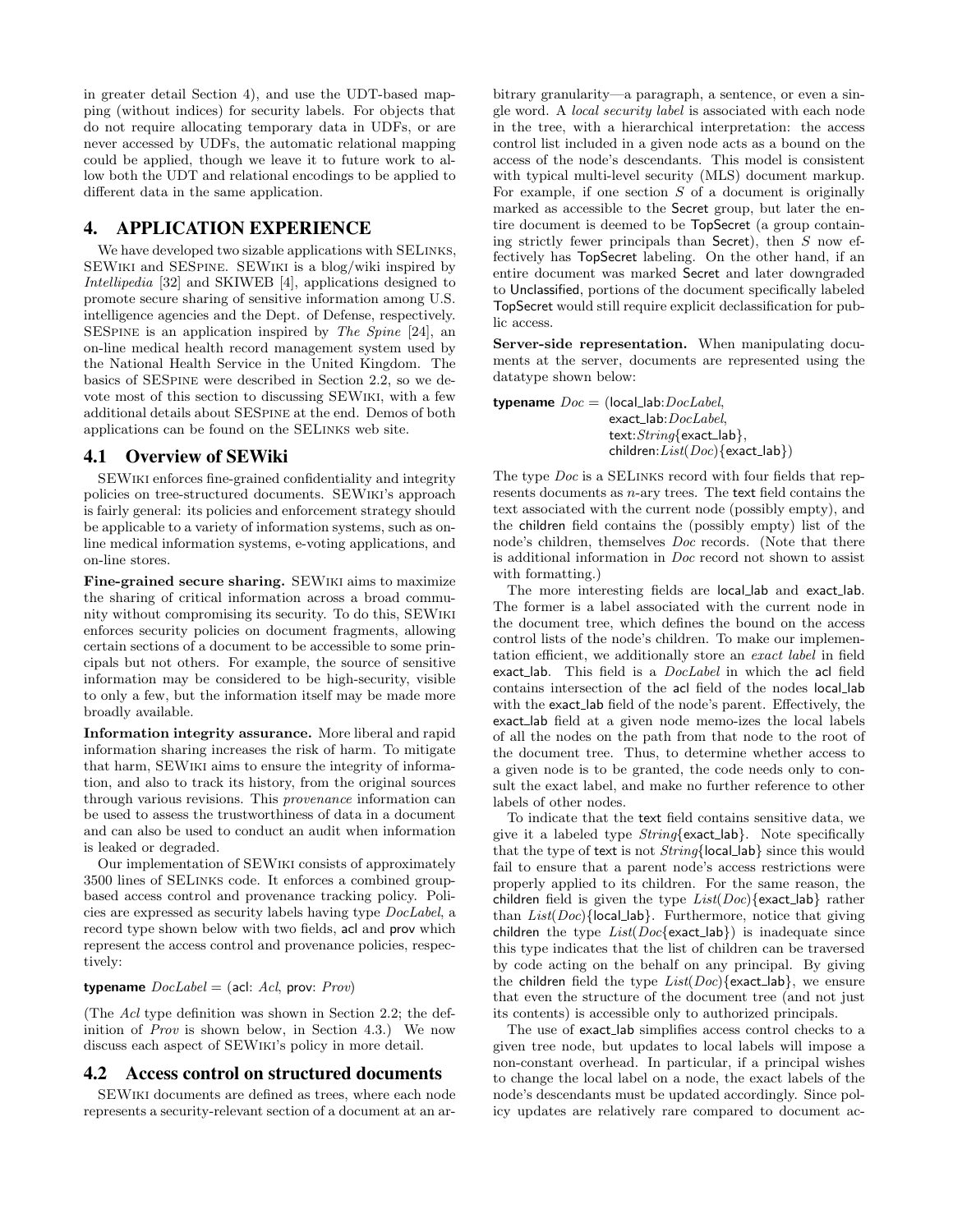in greater detail Section 4), and use the UDT-based mapping (without indices) for security labels. For objects that do not require allocating temporary data in UDFs, or are never accessed by UDFs, the automatic relational mapping could be applied, though we leave it to future work to allow both the UDT and relational encodings to be applied to different data in the same application.

## 4. APPLICATION EXPERIENCE

We have developed two sizable applications with SELinks, SEWiki and SESpine. SEWiki is a blog/wiki inspired by *Intellipedia* [32] and SKIWEB [4], applications designed to promote secure sharing of sensitive information among U.S. intelligence agencies and the Dept. of Defense, respectively. SESpine is an application inspired by *The Spine* [24], an on-line medical health record management system used by the National Health Service in the United Kingdom. The basics of SESpine were described in Section 2.2, so we devote most of this section to discussing SEWiki, with a few additional details about SESpine at the end. Demos of both applications can be found on the SELinks web site.

### 4.1 Overview of SEWiki

SEWiki enforces fine-grained confidentiality and integrity policies on tree-structured documents. SEWiki's approach is fairly general: its policies and enforcement strategy should be applicable to a variety of information systems, such as online medical information systems, e-voting applications, and on-line stores.

**Fine-grained secure sharing.** SEWiki aims to maximize the sharing of critical information across a broad community without compromising its security. To do this, SEWiki enforces security policies on document fragments, allowing certain sections of a document to be accessible to some principals but not others. For example, the source of sensitive information may be considered to be high-security, visible to only a few, but the information itself may be made more broadly available.

**Information integrity assurance.** More liberal and rapid information sharing increases the risk of harm. To mitigate that harm, SEWiki aims to ensure the integrity of information, and also to track its history, from the original sources through various revisions. This *provenance* information can be used to assess the trustworthiness of data in a document and can also be used to conduct an audit when information is leaked or degraded.

Our implementation of SEWiki consists of approximately 3500 lines of SELinks code. It enforces a combined group-based access control and provenance tracking policy. Policies are expressed as security labels having type *DocLabel*, a record type shown below with two fields, acl and prov which represent the access control and provenance policies, respectively:

```
typename DocLabel = (acl: Acl, prov: Prov)
```

(The *Acl* type definition was shown in Section 2.2; the definition of *Prov* is shown below, in Section 4.3.) We now discuss each aspect of SEWiki's policy in more detail.

### 4.2 Access control on structured documents

SEWiki documents are defined as trees, where each node represents a security-relevant section of a document at an arbitrary granularity—a paragraph, a sentence, or even a single word. A *local security label* is associated with each node in the tree, with a hierarchical interpretation: the access control list included in a given node acts as a bound on the access of the node's descendants. This model is consistent with typical multi-level security (MLS) document markup. For example, if one section $S$ of a document is originally marked as accessible to the Secret group, but later the entire document is deemed to be TopSecret (a group containing strictly fewer principals than Secret), then $S$ now effectively has TopSecret labeling. On the other hand, if an entire document was marked Secret and later downgraded to Unclassified, portions of the document specifically labeled TopSecret would still require explicit declassification for public access.

**Server-side representation.** When manipulating documents at the server, documents are represented using the datatype shown below:

```
typename Doc = (local_lab:DocLabel,
                exact_lab:DocLabel,
                text:String{exact_lab},
                children:List(Doc){exact_lab})
```

The type *Doc* is a SELinks record with four fields that represents documents as $n$-ary trees. The text field contains the text associated with the current node (possibly empty), and the children field contains the (possibly empty) list of the node's children, themselves *Doc* records. (Note that there is additional information in *Doc* record not shown to assist with formatting.)

The more interesting fields are local_lab and exact_lab. The former is a label associated with the current node in the document tree, which defines the bound on the access control lists of the node's children. To make our implementation efficient, we additionally store an *exact label* in field exact_lab. This field is a *DocLabel* in which the acl field contains intersection of the acl field of the nodes local_lab with the exact_lab field of the node's parent. Effectively, the exact_lab field at a given node memo-izes the local labels of all the nodes on the path from that node to the root of the document tree. Thus, to determine whether access to a given node is to be granted, the code needs only to consult the exact label, and make no further reference to other labels of other nodes.

To indicate that the text field contains sensitive data, we give it a labeled type *String*{exact_lab}. Note specifically that the type of text is not *String*{local_lab} since this would fail to ensure that a parent node's access restrictions were properly applied to its children. For the same reason, the children field is given the type *List*(*Doc*){exact_lab} rather than *List*(*Doc*){local_lab}. Furthermore, notice that giving children the type *List*(*Doc*{exact_lab}) is inadequate since this type indicates that the list of children can be traversed by code acting on the behalf on any principal. By giving the children field the type *List*(*Doc*){exact_lab}, we ensure that even the structure of the document tree (and not just its contents) is accessible only to authorized principals.

The use of exact_lab simplifies access control checks to a given tree node, but updates to local labels will impose a non-constant overhead. In particular, if a principal wishes to change the local label on a node, the exact labels of the node's descendants must be updated accordingly. Since policy updates are relatively rare compared to document ac-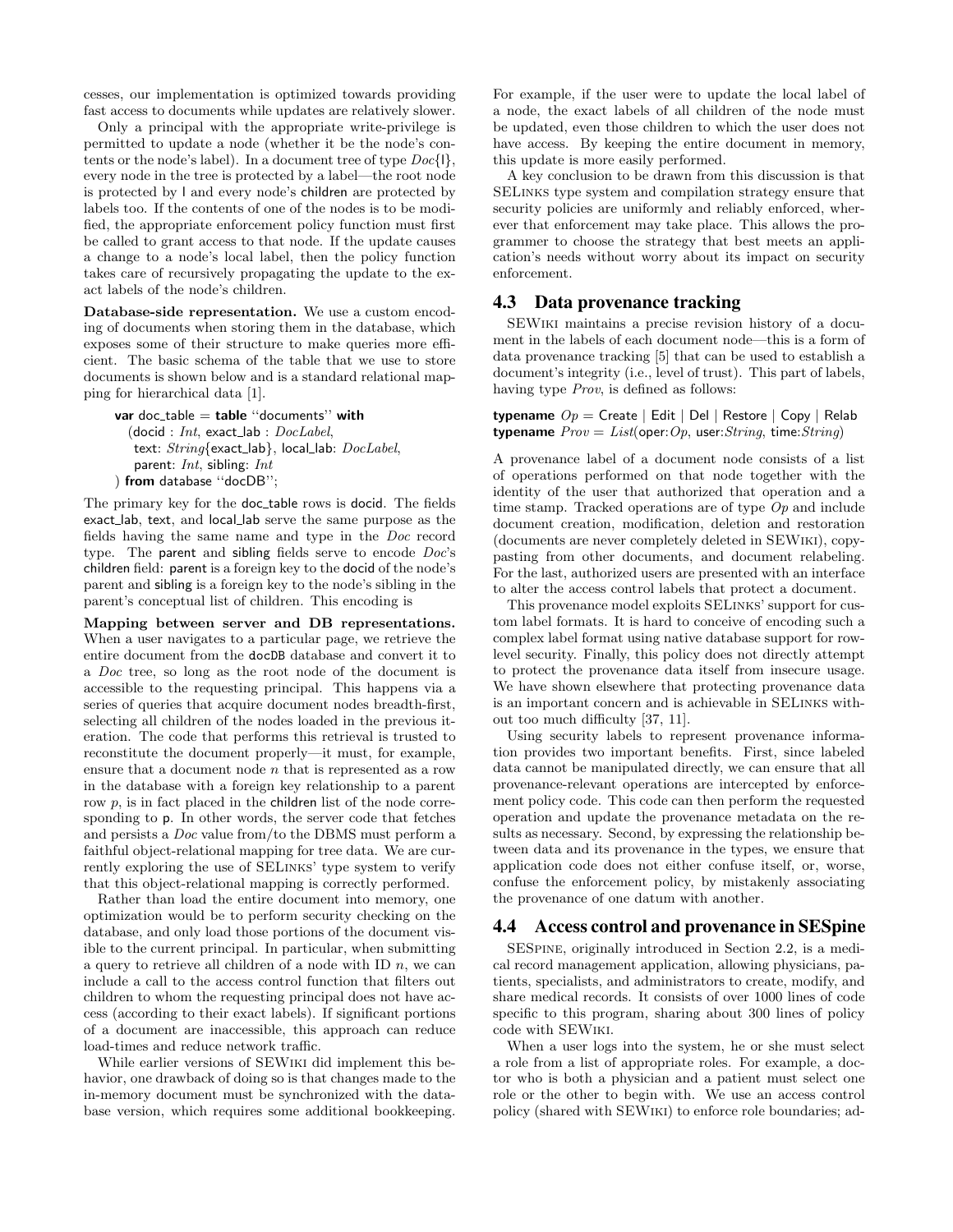cesses, our implementation is optimized towards providing fast access to documents while updates are relatively slower.

Only a principal with the appropriate write-privilege is permitted to update a node (whether it be the node's contents or the node's label). In a document tree of type *Doc*{l}, every node in the tree is protected by a label—the root node is protected by l and every node's children are protected by labels too. If the contents of one of the nodes is to be modified, the appropriate enforcement policy function must first be called to grant access to that node. If the update causes a change to a node's local label, then the policy function takes care of recursively propagating the update to the exact labels of the node's children.

**Database-side representation.** We use a custom encoding of documents when storing them in the database, which exposes some of their structure to make queries more efficient. The basic schema of the table that we use to store documents is shown below and is a standard relational mapping for hierarchical data [1].

```
var doc_table = table ''documents'' with
  (docid : Int, exact_lab : DocLabel,
   text: String{exact_lab}, local_lab: DocLabel,
   parent: Int, sibling: Int
  ) from database ''docDB'';
```

The primary key for the doc_table rows is docid. The fields exact_lab, text, and local_lab serve the same purpose as the fields having the same name and type in the *Doc* record type. The parent and sibling fields serve to encode *Doc*'s children field: parent is a foreign key to the docid of the node's parent and sibling is a foreign key to the node's sibling in the parent's conceptual list of children. This encoding is

**Mapping between server and DB representations.** When a user navigates to a particular page, we retrieve the entire document from the docDB database and convert it to a *Doc* tree, so long as the root node of the document is accessible to the requesting principal. This happens via a series of queries that acquire document nodes breadth-first, selecting all children of the nodes loaded in the previous iteration. The code that performs this retrieval is trusted to reconstitute the document properly—it must, for example, ensure that a document node $n$ that is represented as a row in the database with a foreign key relationship to a parent row $p$, is in fact placed in the children list of the node corresponding to p. In other words, the server code that fetches and persists a *Doc* value from/to the DBMS must perform a faithful object-relational mapping for tree data. We are currently exploring the use of SELinks' type system to verify that this object-relational mapping is correctly performed.

Rather than load the entire document into memory, one optimization would be to perform security checking on the database, and only load those portions of the document visible to the current principal. In particular, when submitting a query to retrieve all children of a node with ID $n$, we can include a call to the access control function that filters out children to whom the requesting principal does not have access (according to their exact labels). If significant portions of a document are inaccessible, this approach can reduce load-times and reduce network traffic.

While earlier versions of SEWiki did implement this behavior, one drawback of doing so is that changes made to the in-memory document must be synchronized with the database version, which requires some additional bookkeeping. For example, if the user were to update the local label of a node, the exact labels of all children of the node must be updated, even those children to which the user does not have access. By keeping the entire document in memory, this update is more easily performed.

A key conclusion to be drawn from this discussion is that SELinks type system and compilation strategy ensure that security policies are uniformly and reliably enforced, wherever that enforcement may take place. This allows the programmer to choose the strategy that best meets an application's needs without worry about its impact on security enforcement.

## 4.3 Data provenance tracking

SEWiki maintains a precise revision history of a document in the labels of each document node—this is a form of data provenance tracking [5] that can be used to establish a document's integrity (i.e., level of trust). This part of labels, having type *Prov*, is defined as follows:

```
typename Op = Create | Edit | Del | Restore | Copy | Relab
typename Prov = List(oper:Op, user:String, time:String)
```

A provenance label of a document node consists of a list of operations performed on that node together with the identity of the user that authorized that operation and a time stamp. Tracked operations are of type *Op* and include document creation, modification, deletion and restoration (documents are never completely deleted in SEWiki), copy-pasting from other documents, and document relabeling. For the last, authorized users are presented with an interface to alter the access control labels that protect a document.

This provenance model exploits SELinks' support for custom label formats. It is hard to conceive of encoding such a complex label format using native database support for row-level security. Finally, this policy does not directly attempt to protect the provenance data itself from insecure usage. We have shown elsewhere that protecting provenance data is an important concern and is achievable in SELinks without too much difficulty [37, 11].

Using security labels to represent provenance information provides two important benefits. First, since labeled data cannot be manipulated directly, we can ensure that all provenance-relevant operations are intercepted by enforcement policy code. This code can then perform the requested operation and update the provenance metadata on the results as necessary. Second, by expressing the relationship between data and its provenance in the types, we ensure that application code does not either confuse itself, or, worse, confuse the enforcement policy, by mistakenly associating the provenance of one datum with another.

## 4.4 Access control and provenance in SESpine

SESpine, originally introduced in Section 2.2, is a medical record management application, allowing physicians, patients, specialists, and administrators to create, modify, and share medical records. It consists of over 1000 lines of code specific to this program, sharing about 300 lines of policy code with SEWiki.

When a user logs into the system, he or she must select a role from a list of appropriate roles. For example, a doctor who is both a physician and a patient must select one role or the other to begin with. We use an access control policy (shared with SEWiki) to enforce role boundaries; ad-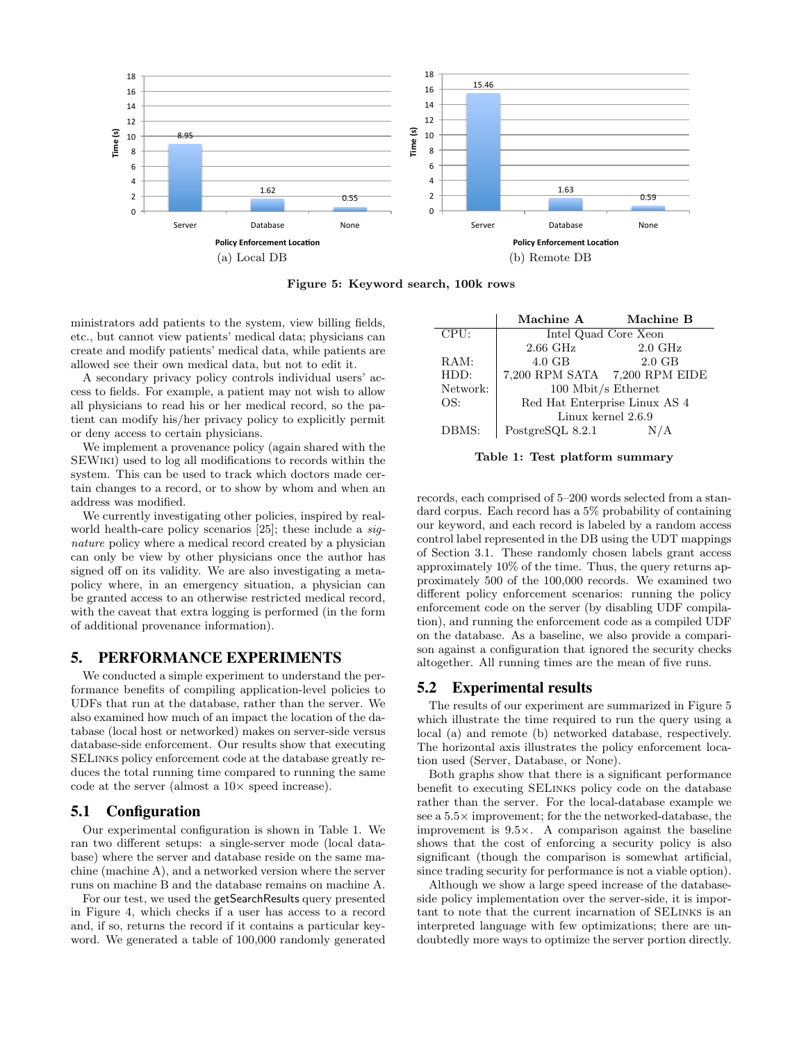Figure 5: Keyword search, 100k rows

(a) Local DB

| Policy Enforcement Location | Time (s) |
|---|---|
| Server | 8.95 |
| Database | 1.62 |
| None | 0.55 |

(b) Remote DB

| Policy Enforcement Location | Time (s) |
|---|---|
| Server | 15.46 |
| Database | 1.63 |
| None | 0.59 |

ministrators add patients to the system, view billing fields, etc., but cannot view patients' medical data; physicians can create and modify patients' medical data, while patients are allowed see their own medical data, but not to edit it.

A secondary privacy policy controls individual users' access to fields. For example, a patient may not wish to allow all physicians to read his or her medical record, so the patient can modify his/her privacy policy to explicitly permit or deny access to certain physicians.

We implement a provenance policy (again shared with the SEWiki) used to log all modifications to records within the system. This can be used to track which doctors made certain changes to a record, or to show by whom and when an address was modified.

We currently investigating other policies, inspired by real-world health-care policy scenarios [25]; these include a *signature* policy where a medical record created by a physician can only be view by other physicians once the author has signed off on its validity. We are also investigating a meta-policy where, in an emergency situation, a physician can be granted access to an otherwise restricted medical record, with the caveat that extra logging is performed (in the form of additional provenance information).

## 5. PERFORMANCE EXPERIMENTS

We conducted a simple experiment to understand the performance benefits of compiling application-level policies to UDFs that run at the database, rather than the server. We also examined how much of an impact the location of the database (local host or networked) makes on server-side versus database-side enforcement. Our results show that executing SELinks policy enforcement code at the database greatly reduces the total running time compared to running the same code at the server (almost a 10× speed increase).

### 5.1 Configuration

Our experimental configuration is shown in Table 1. We ran two different setups: a single-server mode (local database) where the server and database reside on the same machine (machine A), and a networked version where the server runs on machine B and the database remains on machine A.

For our test, we used the getSearchResults query presented in Figure 4, which checks if a user has access to a record and, if so, returns the record if it contains a particular keyword. We generated a table of 100,000 randomly generated records, each comprised of 5–200 words selected from a standard corpus. Each record has a 5% probability of containing our keyword, and each record is labeled by a random access control label represented in the DB using the UDT mappings of Section 3.1. These randomly chosen labels grant access approximately 10% of the time. Thus, the query returns approximately 500 of the 100,000 records. We examined two different policy enforcement scenarios: running the policy enforcement code on the server (by disabling UDF compilation), and running the enforcement code as a compiled UDF on the database. As a baseline, we also provide a comparison against a configuration that ignored the security checks altogether. All running times are the mean of five runs.

| | Machine A | Machine B |
|---|---|---|
| CPU: | Intel Quad Core Xeon | |
| | 2.66 GHz | 2.0 GHz |
| RAM: | 4.0 GB | 2.0 GB |
| HDD: | 7,200 RPM SATA | 7,200 RPM EIDE |
| Network: | 100 Mbit/s Ethernet | |
| OS: | Red Hat Enterprise Linux AS 4 | |
| | Linux kernel 2.6.9 | |
| DBMS: | PostgreSQL 8.2.1 | N/A |

**Table 1: Test platform summary**

### 5.2 Experimental results

The results of our experiment are summarized in Figure 5 which illustrate the time required to run the query using a local (a) and remote (b) networked database, respectively. The horizontal axis illustrates the policy enforcement location used (Server, Database, or None).

Both graphs show that there is a significant performance benefit to executing SELinks policy code on the database rather than the server. For the local-database example we see a 5.5× improvement; for the the networked-database, the improvement is 9.5×. A comparison against the baseline shows that the cost of enforcing a security policy is also significant (though the comparison is somewhat artificial, since trading security for performance is not a viable option).

Although we show a large speed increase of the database-side policy implementation over the server-side, it is important to note that the current incarnation of SELinks is an interpreted language with few optimizations; there are undoubtedly more ways to optimize the server portion directly.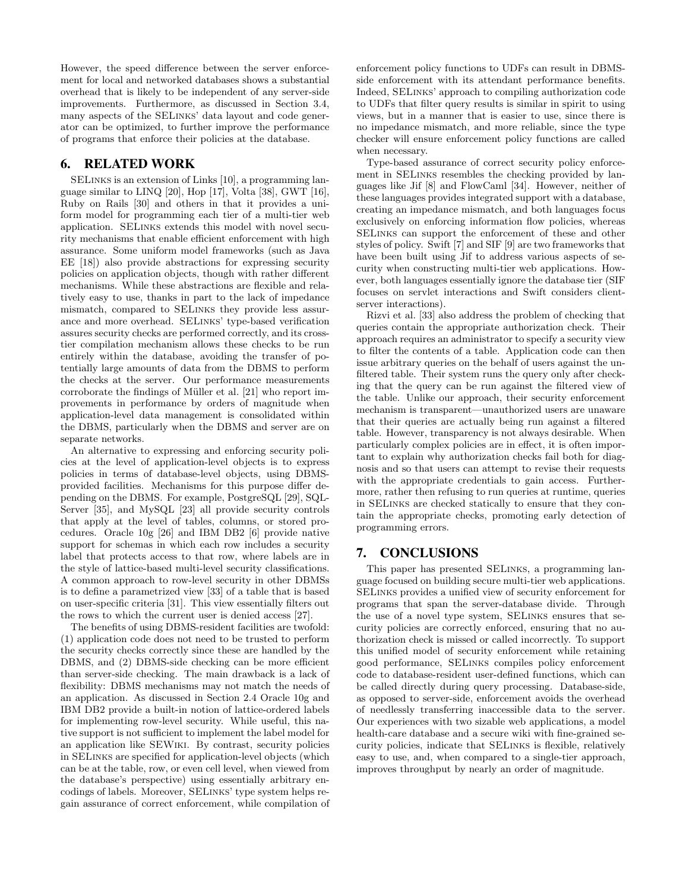However, the speed difference between the server enforcement for local and networked databases shows a substantial overhead that is likely to be independent of any server-side improvements. Furthermore, as discussed in Section 3.4, many aspects of the SELinks' data layout and code generator can be optimized, to further improve the performance of programs that enforce their policies at the database.

## 6. RELATED WORK

SELinks is an extension of Links [10], a programming language similar to LINQ [20], Hop [17], Volta [38], GWT [16], Ruby on Rails [30] and others in that it provides a uniform model for programming each tier of a multi-tier web application. SELinks extends this model with novel security mechanisms that enable efficient enforcement with high assurance. Some uniform model frameworks (such as Java EE [18]) also provide abstractions for expressing security policies on application objects, though with rather different mechanisms. While these abstractions are flexible and relatively easy to use, thanks in part to the lack of impedance mismatch, compared to SELinks they provide less assurance and more overhead. SELinks' type-based verification assures security checks are performed correctly, and its cross-tier compilation mechanism allows these checks to be run entirely within the database, avoiding the transfer of potentially large amounts of data from the DBMS to perform the checks at the server. Our performance measurements corroborate the findings of Müller et al. [21] who report improvements in performance by orders of magnitude when application-level data management is consolidated within the DBMS, particularly when the DBMS and server are on separate networks.

An alternative to expressing and enforcing security policies at the level of application-level objects is to express policies in terms of database-level objects, using DBMS-provided facilities. Mechanisms for this purpose differ depending on the DBMS. For example, PostgreSQL [29], SQL-Server [35], and MySQL [23] all provide security controls that apply at the level of tables, columns, or stored procedures. Oracle 10g [26] and IBM DB2 [6] provide native support for schemas in which each row includes a security label that protects access to that row, where labels are in the style of lattice-based multi-level security classifications. A common approach to row-level security in other DBMSs is to define a parametrized view [33] of a table that is based on user-specific criteria [31]. This view essentially filters out the rows to which the current user is denied access [27].

The benefits of using DBMS-resident facilities are twofold: (1) application code does not need to be trusted to perform the security checks correctly since these are handled by the DBMS, and (2) DBMS-side checking can be more efficient than server-side checking. The main drawback is a lack of flexibility: DBMS mechanisms may not match the needs of an application. As discussed in Section 2.4 Oracle 10g and IBM DB2 provide a built-in notion of lattice-ordered labels for implementing row-level security. While useful, this native support is not sufficient to implement the label model for an application like SEWiki. By contrast, security policies in SELinks are specified for application-level objects (which can be at the table, row, or even cell level, when viewed from the database's perspective) using essentially arbitrary encodings of labels. Moreover, SELinks' type system helps regain assurance of correct enforcement, while compilation of enforcement policy functions to UDFs can result in DBMS-side enforcement with its attendant performance benefits. Indeed, SELinks' approach to compiling authorization code to UDFs that filter query results is similar in spirit to using views, but in a manner that is easier to use, since there is no impedance mismatch, and more reliable, since the type checker will ensure enforcement policy functions are called when necessary.

Type-based assurance of correct security policy enforcement in SELinks resembles the checking provided by languages like Jif [8] and FlowCaml [34]. However, neither of these languages provides integrated support with a database, creating an impedance mismatch, and both languages focus exclusively on enforcing information flow policies, whereas SELinks can support the enforcement of these and other styles of policy. Swift [7] and SIF [9] are two frameworks that have been built using Jif to address various aspects of security when constructing multi-tier web applications. However, both languages essentially ignore the database tier (SIF focuses on servlet interactions and Swift considers client-server interactions).

Rizvi et al. [33] also address the problem of checking that queries contain the appropriate authorization check. Their approach requires an administrator to specify a security view to filter the contents of a table. Application code can then issue arbitrary queries on the behalf of users against the unfiltered table. Their system runs the query only after checking that the query can be run against the filtered view of the table. Unlike our approach, their security enforcement mechanism is transparent—unauthorized users are unaware that their queries are actually being run against a filtered table. However, transparency is not always desirable. When particularly complex policies are in effect, it is often important to explain why authorization checks fail both for diagnosis and so that users can attempt to revise their requests with the appropriate credentials to gain access. Furthermore, rather then refusing to run queries at runtime, queries in SELinks are checked statically to ensure that they contain the appropriate checks, promoting early detection of programming errors.

## 7. CONCLUSIONS

This paper has presented SELinks, a programming language focused on building secure multi-tier web applications. SELinks provides a unified view of security enforcement for programs that span the server-database divide. Through the use of a novel type system, SELinks ensures that security policies are correctly enforced, ensuring that no authorization check is missed or called incorrectly. To support this unified model of security enforcement while retaining good performance, SELinks compiles policy enforcement code to database-resident user-defined functions, which can be called directly during query processing. Database-side, as opposed to server-side, enforcement avoids the overhead of needlessly transferring inaccessible data to the server. Our experiences with two sizable web applications, a model health-care database and a secure wiki with fine-grained security policies, indicate that SELinks is flexible, relatively easy to use, and, when compared to a single-tier approach, improves throughput by nearly an order of magnitude.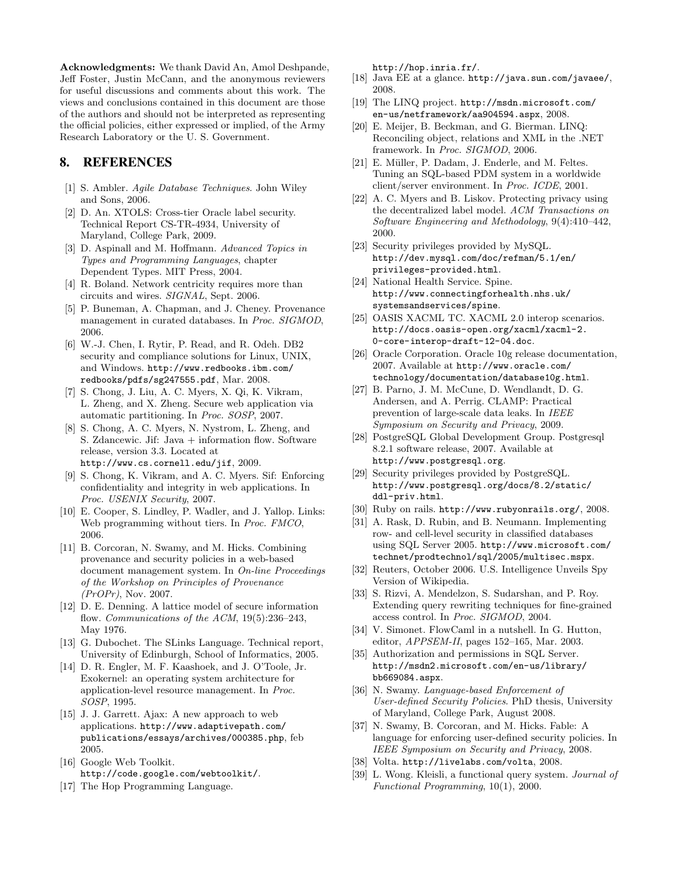**Acknowledgments:** We thank David An, Amol Deshpande, Jeff Foster, Justin McCann, and the anonymous reviewers for useful discussions and comments about this work. The views and conclusions contained in this document are those of the authors and should not be interpreted as representing the official policies, either expressed or implied, of the Army Research Laboratory or the U. S. Government.

## 8. REFERENCES

[1] S. Ambler. *Agile Database Techniques*. John Wiley and Sons, 2006.

[2] D. An. XTOLS: Cross-tier Oracle label security. Technical Report CS-TR-4934, University of Maryland, College Park, 2009.

[3] D. Aspinall and M. Hoffmann. *Advanced Topics in Types and Programming Languages*, chapter Dependent Types. MIT Press, 2004.

[4] R. Boland. Network centricity requires more than circuits and wires. *SIGNAL*, Sept. 2006.

[5] P. Buneman, A. Chapman, and J. Cheney. Provenance management in curated databases. In *Proc. SIGMOD*, 2006.

[6] W.-J. Chen, I. Rytir, P. Read, and R. Odeh. DB2 security and compliance solutions for Linux, UNIX, and Windows. `http://www.redbooks.ibm.com/redbooks/pdfs/sg247555.pdf`, Mar. 2008.

[7] S. Chong, J. Liu, A. C. Myers, X. Qi, K. Vikram, L. Zheng, and X. Zheng. Secure web application via automatic partitioning. In *Proc. SOSP*, 2007.

[8] S. Chong, A. C. Myers, N. Nystrom, L. Zheng, and S. Zdancewic. Jif: Java + information flow. Software release, version 3.3. Located at `http://www.cs.cornell.edu/jif`, 2009.

[9] S. Chong, K. Vikram, and A. C. Myers. Sif: Enforcing confidentiality and integrity in web applications. In *Proc. USENIX Security*, 2007.

[10] E. Cooper, S. Lindley, P. Wadler, and J. Yallop. Links: Web programming without tiers. In *Proc. FMCO*, 2006.

[11] B. Corcoran, N. Swamy, and M. Hicks. Combining provenance and security policies in a web-based document management system. In *On-line Proceedings of the Workshop on Principles of Provenance (PrOPr)*, Nov. 2007.

[12] D. E. Denning. A lattice model of secure information flow. *Communications of the ACM*, 19(5):236–243, May 1976.

[13] G. Dubochet. The SLinks Language. Technical report, University of Edinburgh, School of Informatics, 2005.

[14] D. R. Engler, M. F. Kaashoek, and J. O'Toole, Jr. Exokernel: an operating system architecture for application-level resource management. In *Proc. SOSP*, 1995.

[15] J. J. Garrett. Ajax: A new approach to web applications. `http://www.adaptivepath.com/publications/essays/archives/000385.php`, feb 2005.

[16] Google Web Toolkit. `http://code.google.com/webtoolkit/`.

[17] The Hop Programming Language. `http://hop.inria.fr/`.

[18] Java EE at a glance. `http://java.sun.com/javaee/`, 2008.

[19] The LINQ project. `http://msdn.microsoft.com/en-us/netframework/aa904594.aspx`, 2008.

[20] E. Meijer, B. Beckman, and G. Bierman. LINQ: Reconciling object, relations and XML in the .NET framework. In *Proc. SIGMOD*, 2006.

[21] E. Müller, P. Dadam, J. Enderle, and M. Feltes. Tuning an SQL-based PDM system in a worldwide client/server environment. In *Proc. ICDE*, 2001.

[22] A. C. Myers and B. Liskov. Protecting privacy using the decentralized label model. *ACM Transactions on Software Engineering and Methodology*, 9(4):410–442, 2000.

[23] Security privileges provided by MySQL. `http://dev.mysql.com/doc/refman/5.1/en/privileges-provided.html`.

[24] National Health Service. Spine. `http://www.connectingforhealth.nhs.uk/systemsandservices/spine`.

[25] OASIS XACML TC. XACML 2.0 interop scenarios. `http://docs.oasis-open.org/xacml/xacml-2.0-core-interop-draft-12-04.doc`.

[26] Oracle Corporation. Oracle 10g release documentation, 2007. Available at `http://www.oracle.com/technology/documentation/database10g.html`.

[27] B. Parno, J. M. McCune, D. Wendlandt, D. G. Andersen, and A. Perrig. CLAMP: Practical prevention of large-scale data leaks. In *IEEE Symposium on Security and Privacy*, 2009.

[28] PostgreSQL Global Development Group. Postgresql 8.2.1 software release, 2007. Available at `http://www.postgresql.org`.

[29] Security privileges provided by PostgreSQL. `http://www.postgresql.org/docs/8.2/static/ddl-priv.html`.

[30] Ruby on rails. `http://www.rubyonrails.org/`, 2008.

[31] A. Rask, D. Rubin, and B. Neumann. Implementing row- and cell-level security in classified databases using SQL Server 2005. `http://www.microsoft.com/technet/prodtechnol/sql/2005/multisec.mspx`.

[32] Reuters, October 2006. U.S. Intelligence Unveils Spy Version of Wikipedia.

[33] S. Rizvi, A. Mendelzon, S. Sudarshan, and P. Roy. Extending query rewriting techniques for fine-grained access control. In *Proc. SIGMOD*, 2004.

[34] V. Simonet. FlowCaml in a nutshell. In G. Hutton, editor, *APPSEM-II*, pages 152–165, Mar. 2003.

[35] Authorization and permissions in SQL Server. `http://msdn2.microsoft.com/en-us/library/bb669084.aspx`.

[36] N. Swamy. *Language-based Enforcement of User-defined Security Policies*. PhD thesis, University of Maryland, College Park, August 2008.

[37] N. Swamy, B. Corcoran, and M. Hicks. Fable: A language for enforcing user-defined security policies. In *IEEE Symposium on Security and Privacy*, 2008.

[38] Volta. `http://livelabs.com/volta`, 2008.

[39] L. Wong. Kleisli, a functional query system. *Journal of Functional Programming*, 10(1), 2000.